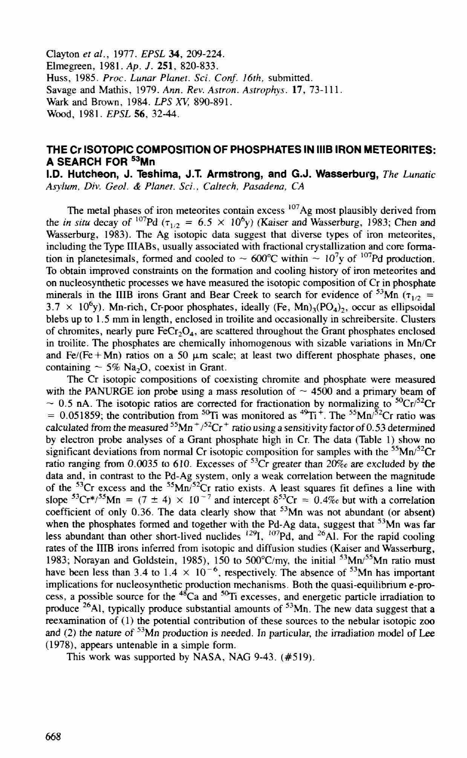Clayton *et al.*, 1977. *EPSL* **34**, 209-224.
Elmegreen, 1981. *Ap. J.* **251**, 820-833.
Huss, 1985. *Proc. Lunar Planet. Sci. Conf. 16th*, submitted.
Savage and Mathis, 1979. *Ann. Rev. Astron. Astrophys.* **17**, 73-111.
Wark and Brown, 1984. *LPS XV*, 890-891.
Wood, 1981. *EPSL* **56**, 32-44.

## THE Cr ISOTOPIC COMPOSITION OF PHOSPHATES IN IIIB IRON METEORITES: A SEARCH FOR $^{53}$Mn

**I.D. Hutcheon, J. Teshima, J.T. Armstrong, and G.J. Wasserburg,** *The Lunatic Asylum, Div. Geol. & Planet. Sci., Caltech, Pasadena, CA*

The metal phases of iron meteorites contain excess $^{107}$Ag most plausibly derived from the *in situ* decay of $^{107}$Pd ($\tau_{1/2}$ = 6.5 × 10$^6$y) (Kaiser and Wasserburg, 1983; Chen and Wasserburg, 1983). The Ag isotopic data suggest that diverse types of iron meteorites, including the Type IIIABs, usually associated with fractional crystallization and core formation in planetesimals, formed and cooled to ~ 600°C within ~ 10$^7$y of $^{107}$Pd production. To obtain improved constraints on the formation and cooling history of iron meteorites and on nucleosynthetic processes we have measured the isotopic composition of Cr in phosphate minerals in the IIIB irons Grant and Bear Creek to search for evidence of $^{53}$Mn ($\tau_{1/2}$ = 3.7 × 10$^6$y). Mn-rich, Cr-poor phosphates, ideally (Fe, Mn)$_3$(PO$_4$)$_2$, occur as ellipsoidal blebs up to 1.5 mm in length, enclosed in troilite and occasionally in schreibersite. Clusters of chromites, nearly pure FeCr$_2$O$_4$, are scattered throughout the Grant phosphates enclosed in troilite. The phosphates are chemically inhomogenous with sizable variations in Mn/Cr and Fe/(Fe + Mn) ratios on a 50 μm scale; at least two different phosphate phases, one containing ~ 5% Na$_2$O, coexist in Grant.

The Cr isotopic compositions of coexisting chromite and phosphate were measured with the PANURGE ion probe using a mass resolution of ~ 4500 and a primary beam of ~ 0.5 nA. The isotopic ratios are corrected for fractionation by normalizing to $^{50}$Cr/$^{52}$Cr = 0.051859; the contribution from $^{50}$Ti was monitored as $^{49}$Ti$^+$. The $^{55}$Mn/$^{52}$Cr ratio was calculated from the measured $^{55}$Mn$^+$/$^{52}$Cr$^+$ ratio using a sensitivity factor of 0.53 determined by electron probe analyses of a Grant phosphate high in Cr. The data (Table 1) show no significant deviations from normal Cr isotopic composition for samples with the $^{55}$Mn/$^{52}$Cr ratio ranging from 0.0035 to 610. Excesses of $^{53}$Cr greater than 20‰ are excluded by the data and, in contrast to the Pd-Ag system, only a weak correlation between the magnitude of the $^{53}$Cr excess and the $^{55}$Mn/$^{52}$Cr ratio exists. A least squares fit defines a line with slope $^{53}$Cr*/$^{55}$Mn = (7 ± 4) × 10$^{-7}$ and intercept $\delta^{53}$Cr = 0.4‰ but with a correlation coefficient of only 0.36. The data clearly show that $^{53}$Mn was not abundant (or absent) when the phosphates formed and together with the Pd-Ag data, suggest that $^{53}$Mn was far less abundant than other short-lived nuclides $^{129}$I, $^{107}$Pd, and $^{26}$Al. For the rapid cooling rates of the IIIB irons inferred from isotopic and diffusion studies (Kaiser and Wasserburg, 1983; Norayan and Goldstein, 1985), 150 to 500°C/my, the initial $^{53}$Mn/$^{55}$Mn ratio must have been less than 3.4 to 1.4 × 10$^{-6}$, respectively. The absence of $^{53}$Mn has important implications for nucleosynthetic production mechanisms. Both the quasi-equilibrium e-process, a possible source for the $^{48}$Ca and $^{50}$Ti excesses, and energetic particle irradiation to produce $^{26}$Al, typically produce substantial amounts of $^{53}$Mn. The new data suggest that a reexamination of (1) the potential contribution of these sources to the nebular isotopic zoo and (2) the nature of $^{53}$Mn production is needed. In particular, the irradiation model of Lee (1978), appears untenable in a simple form.

This work was supported by NASA, NAG 9-43. (#519).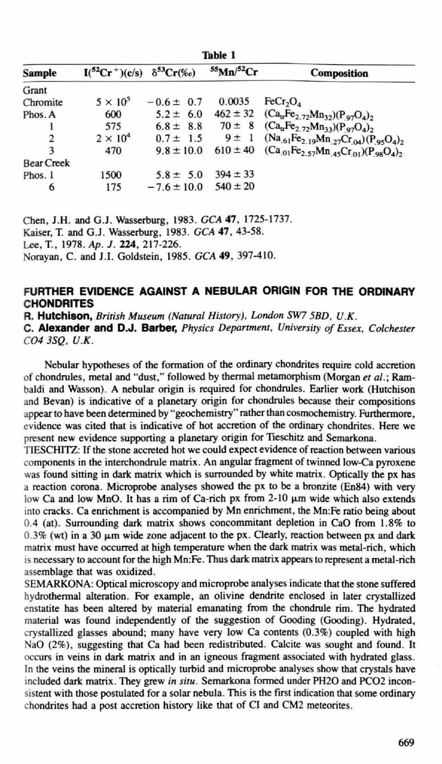**Table 1**

| Sample | $I(^{52}Cr^{+})(c/s)$ | $\delta^{53}Cr(‰)$ | $^{55}Mn/^{52}Cr$ | Composition |
|---|---|---|---|---|
| Grant | | | | |
| Chromite | $5 \times 10^5$ | $-0.6 \pm 0.7$ | 0.0035 | $FeCr_2O_4$ |
| Phos. A | 600 | $5.2 \pm 6.0$ | $462 \pm 32$ | $(Ca_{tr}Fe_{2.72}Mn_{32})(P_{97}O_4)_2$ |
| 1 | 575 | $6.8 \pm 8.8$ | $70 \pm 8$ | $(Ca_{tr}Fe_{2.72}Mn_{33})(P_{97}O_4)_2$ |
| 2 | $2 \times 10^4$ | $0.7 \pm 1.5$ | $9 \pm 1$ | $(Na_{.61}Fe_{2.19}Mn_{.27}Cr_{.04})(P_{.95}O_4)_2$ |
| 3 | 470 | $9.8 \pm 10.0$ | $610 \pm 40$ | $(Ca_{.01}Fe_{2.57}Mn_{.45}Cr_{.01})(P_{.98}O_4)_2$ |
| Bear Creek | | | | |
| Phos. 1 | 1500 | $5.8 \pm 5.0$ | $394 \pm 33$ | |
| 6 | 175 | $-7.6 \pm 10.0$ | $540 \pm 20$ | |

Chen, J.H. and G.J. Wasserburg, 1983. *GCA* **47**, 1725-1737.
Kaiser, T. and G.J. Wasserburg, 1983. *GCA* **47**, 43-58.
Lee, T., 1978. *Ap. J.* **224**, 217-226.
Norayan, C. and J.I. Goldstein, 1985. *GCA* **49**, 397-410.

## FURTHER EVIDENCE AGAINST A NEBULAR ORIGIN FOR THE ORDINARY CHONDRITES

**R. Hutchison,** *British Museum (Natural History), London SW7 5BD, U.K.*
**C. Alexander and D.J. Barber,** *Physics Department, University of Essex, Colchester CO4 3SQ, U.K.*

Nebular hypotheses of the formation of the ordinary chondrites require cold accretion of chondrules, metal and "dust," followed by thermal metamorphism (Morgan *et al.*; Rambaldi and Wasson). A nebular origin is required for chondrules. Earlier work (Hutchison and Bevan) is indicative of a planetary origin for chondrules because their compositions appear to have been determined by "geochemistry" rather than cosmochemistry. Furthermore, evidence was cited that is indicative of hot accretion of the ordinary chondrites. Here we present new evidence supporting a planetary origin for Tieschitz and Semarkona.

TIESCHITZ: If the stone accreted hot we could expect evidence of reaction between various components in the interchondrule matrix. An angular fragment of twinned low-Ca pyroxene was found sitting in dark matrix which is surrounded by white matrix. Optically the px has a reaction corona. Microprobe analyses showed the px to be a bronzite (En84) with very low Ca and low MnO. It has a rim of Ca-rich px from 2-10 μm wide which also extends into cracks. Ca enrichment is accompanied by Mn enrichment, the Mn:Fe ratio being about 0.4 (at). Surrounding dark matrix shows concommitant depletion in CaO from 1.8% to 0.3% (wt) in a 30 μm wide zone adjacent to the px. Clearly, reaction between px and dark matrix must have occurred at high temperature when the dark matrix was metal-rich, which is necessary to account for the high Mn:Fe. Thus dark matrix appears to represent a metal-rich assemblage that was oxidized.

SEMARKONA: Optical microscopy and microprobe analyses indicate that the stone suffered hydrothermal alteration. For example, an olivine dendrite enclosed in later crystallized enstatite has been altered by material emanating from the chondrule rim. The hydrated material was found independently of the suggestion of Gooding (Gooding). Hydrated, crystallized glasses abound; many have very low Ca contents (0.3%) coupled with high NaO (2%), suggesting that Ca had been redistributed. Calcite was sought and found. It occurs in veins in dark matrix and in an igneous fragment associated with hydrated glass. In the veins the mineral is optically turbid and microprobe analyses show that crystals have included dark matrix. They grew *in situ*. Semarkona formed under PH2O and PCO2 inconsistent with those postulated for a solar nebula. This is the first indication that some ordinary chondrites had a post accretion history like that of CI and CM2 meteorites.